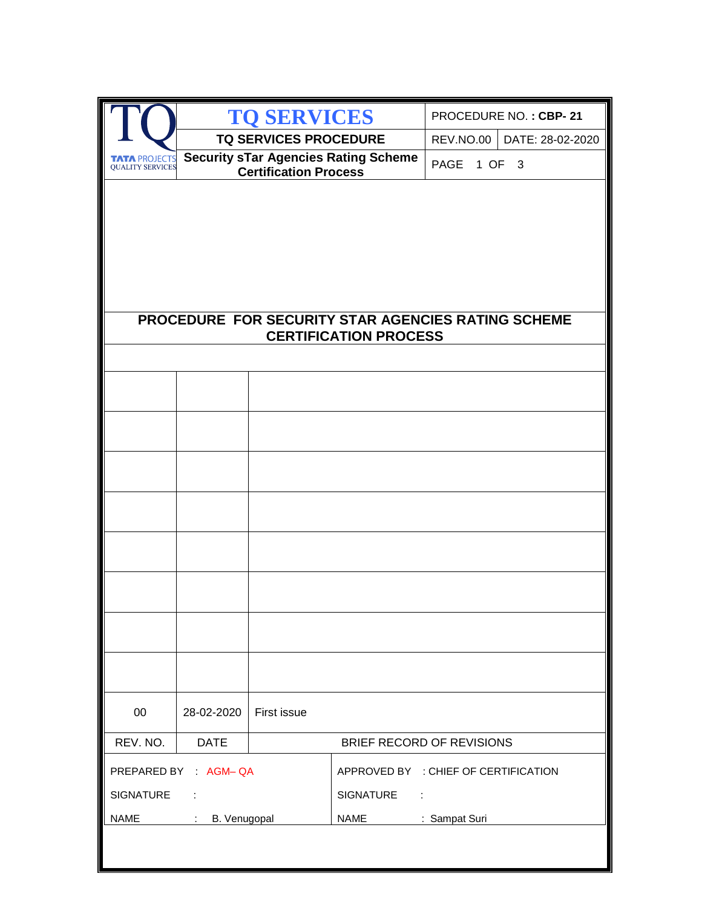| TATA PROJECTS QUALITY SERVICES | TQ SERVICES | PROCEDURE NO. : **CBP- 21** | |
|---|---|---|---|
| | **TQ SERVICES PROCEDURE** | REV.NO.00 | DATE: 28-02-2020 |
| | **Security sTar Agencies Rating Scheme Certification Process** | PAGE 1 OF 3 | |

# PROCEDURE FOR SECURITY STAR AGENCIES RATING SCHEME CERTIFICATION PROCESS

| REV. NO. | DATE | BRIEF RECORD OF REVISIONS |
|---|---|---|
| 00 | 28-02-2020 | First issue |

| | |
|---|---|
| PREPARED BY : AGM– QA | APPROVED BY : CHIEF OF CERTIFICATION |
| SIGNATURE : | SIGNATURE : |
| NAME : B. Venugopal | NAME : Sampat Suri |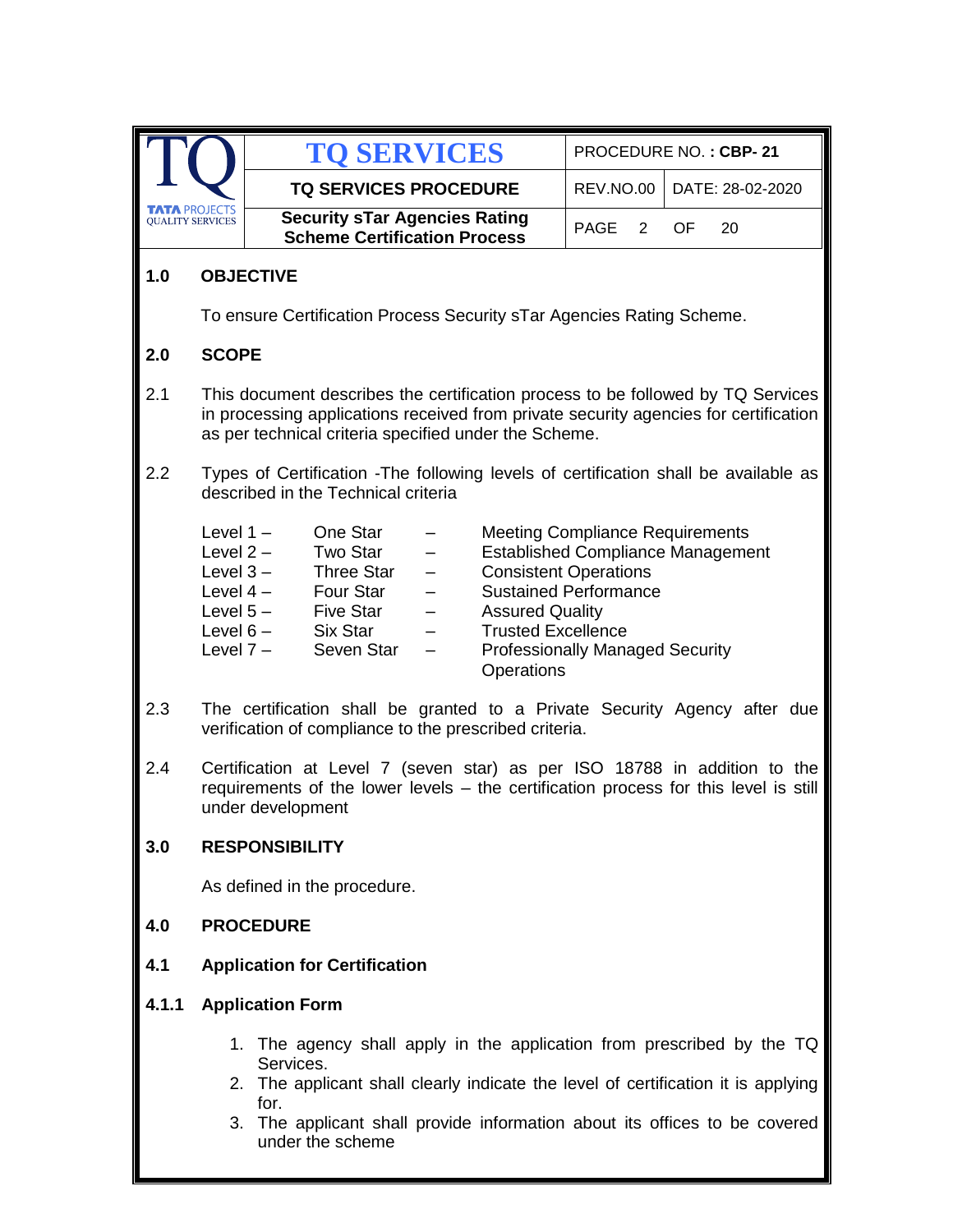## 1.0 OBJECTIVE

To ensure Certification Process Security sTar Agencies Rating Scheme.

## 2.0 SCOPE

2.1 This document describes the certification process to be followed by TQ Services in processing applications received from private security agencies for certification as per technical criteria specified under the Scheme.

2.2 Types of Certification -The following levels of certification shall be available as described in the Technical criteria

| | | | |
|---|---|---|---|
| Level 1 – | One Star | – | Meeting Compliance Requirements |
| Level 2 – | Two Star | – | Established Compliance Management |
| Level 3 – | Three Star | – | Consistent Operations |
| Level 4 – | Four Star | – | Sustained Performance |
| Level 5 – | Five Star | – | Assured Quality |
| Level 6 – | Six Star | – | Trusted Excellence |
| Level 7 – | Seven Star | – | Professionally Managed Security Operations |

2.3 The certification shall be granted to a Private Security Agency after due verification of compliance to the prescribed criteria.

2.4 Certification at Level 7 (seven star) as per ISO 18788 in addition to the requirements of the lower levels – the certification process for this level is still under development

## 3.0 RESPONSIBILITY

As defined in the procedure.

## 4.0 PROCEDURE

### 4.1 Application for Certification

#### 4.1.1 Application Form

1. The agency shall apply in the application from prescribed by the TQ Services.
2. The applicant shall clearly indicate the level of certification it is applying for.
3. The applicant shall provide information about its offices to be covered under the scheme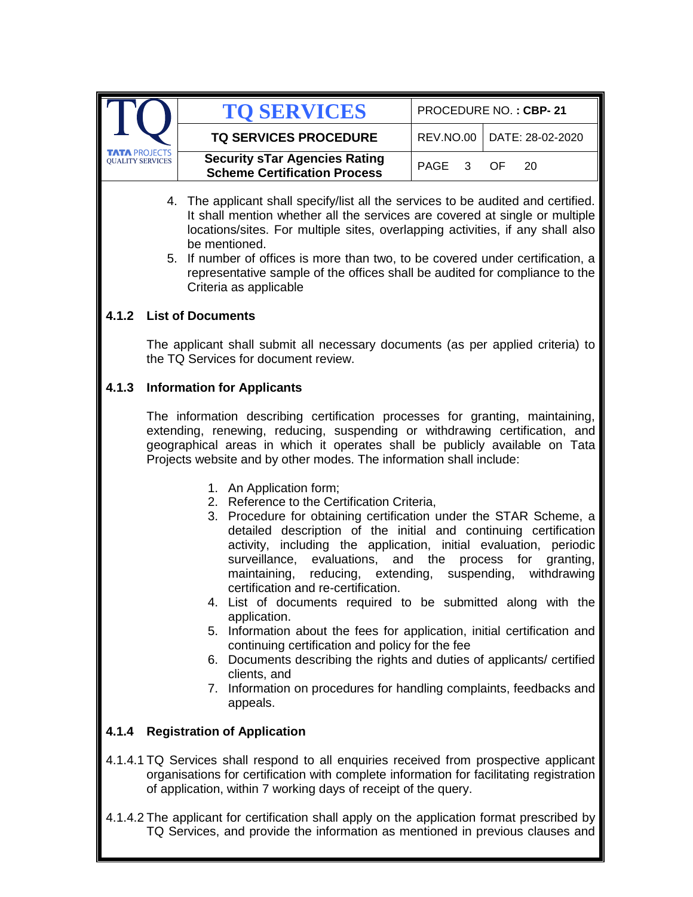4. The applicant shall specify/list all the services to be audited and certified. It shall mention whether all the services are covered at single or multiple locations/sites. For multiple sites, overlapping activities, if any shall also be mentioned.
5. If number of offices is more than two, to be covered under certification, a representative sample of the offices shall be audited for compliance to the Criteria as applicable

### 4.1.2 List of Documents

The applicant shall submit all necessary documents (as per applied criteria) to the TQ Services for document review.

### 4.1.3 Information for Applicants

The information describing certification processes for granting, maintaining, extending, renewing, reducing, suspending or withdrawing certification, and geographical areas in which it operates shall be publicly available on Tata Projects website and by other modes. The information shall include:

1. An Application form;
2. Reference to the Certification Criteria,
3. Procedure for obtaining certification under the STAR Scheme, a detailed description of the initial and continuing certification activity, including the application, initial evaluation, periodic surveillance, evaluations, and the process for granting, maintaining, reducing, extending, suspending, withdrawing certification and re-certification.
4. List of documents required to be submitted along with the application.
5. Information about the fees for application, initial certification and continuing certification and policy for the fee
6. Documents describing the rights and duties of applicants/ certified clients, and
7. Information on procedures for handling complaints, feedbacks and appeals.

### 4.1.4 Registration of Application

4.1.4.1 TQ Services shall respond to all enquiries received from prospective applicant organisations for certification with complete information for facilitating registration of application, within 7 working days of receipt of the query.

4.1.4.2 The applicant for certification shall apply on the application format prescribed by TQ Services, and provide the information as mentioned in previous clauses and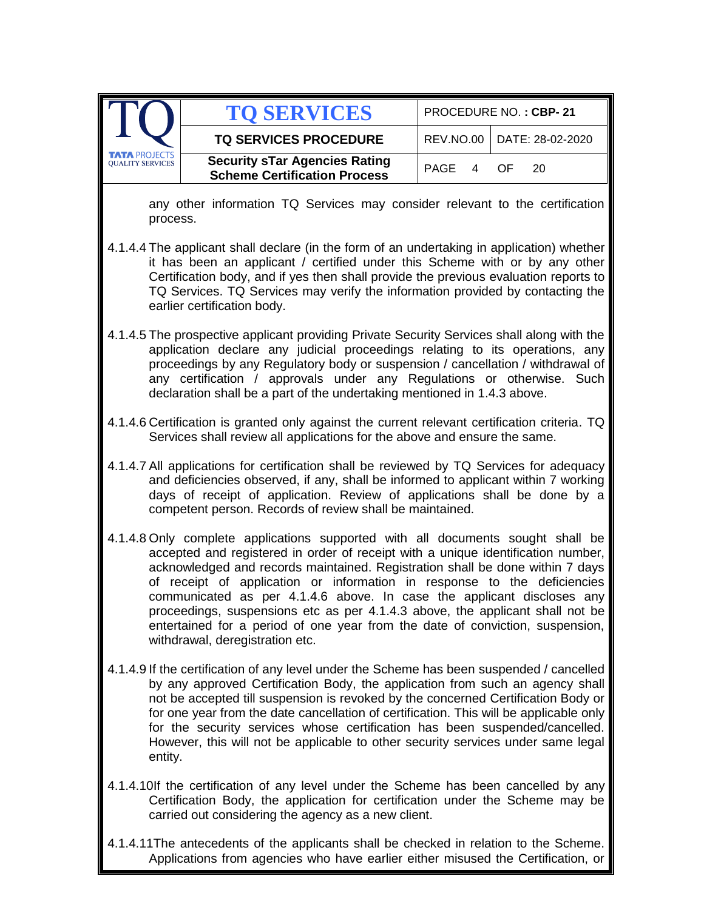any other information TQ Services may consider relevant to the certification process.

4.1.4.4 The applicant shall declare (in the form of an undertaking in application) whether it has been an applicant / certified under this Scheme with or by any other Certification body, and if yes then shall provide the previous evaluation reports to TQ Services. TQ Services may verify the information provided by contacting the earlier certification body.

4.1.4.5 The prospective applicant providing Private Security Services shall along with the application declare any judicial proceedings relating to its operations, any proceedings by any Regulatory body or suspension / cancellation / withdrawal of any certification / approvals under any Regulations or otherwise. Such declaration shall be a part of the undertaking mentioned in 1.4.3 above.

4.1.4.6 Certification is granted only against the current relevant certification criteria. TQ Services shall review all applications for the above and ensure the same.

4.1.4.7 All applications for certification shall be reviewed by TQ Services for adequacy and deficiencies observed, if any, shall be informed to applicant within 7 working days of receipt of application. Review of applications shall be done by a competent person. Records of review shall be maintained.

4.1.4.8 Only complete applications supported with all documents sought shall be accepted and registered in order of receipt with a unique identification number, acknowledged and records maintained. Registration shall be done within 7 days of receipt of application or information in response to the deficiencies communicated as per 4.1.4.6 above. In case the applicant discloses any proceedings, suspensions etc as per 4.1.4.3 above, the applicant shall not be entertained for a period of one year from the date of conviction, suspension, withdrawal, deregistration etc.

4.1.4.9 If the certification of any level under the Scheme has been suspended / cancelled by any approved Certification Body, the application from such an agency shall not be accepted till suspension is revoked by the concerned Certification Body or for one year from the date cancellation of certification. This will be applicable only for the security services whose certification has been suspended/cancelled. However, this will not be applicable to other security services under same legal entity.

4.1.4.10 If the certification of any level under the Scheme has been cancelled by any Certification Body, the application for certification under the Scheme may be carried out considering the agency as a new client.

4.1.4.11 The antecedents of the applicants shall be checked in relation to the Scheme. Applications from agencies who have earlier either misused the Certification, or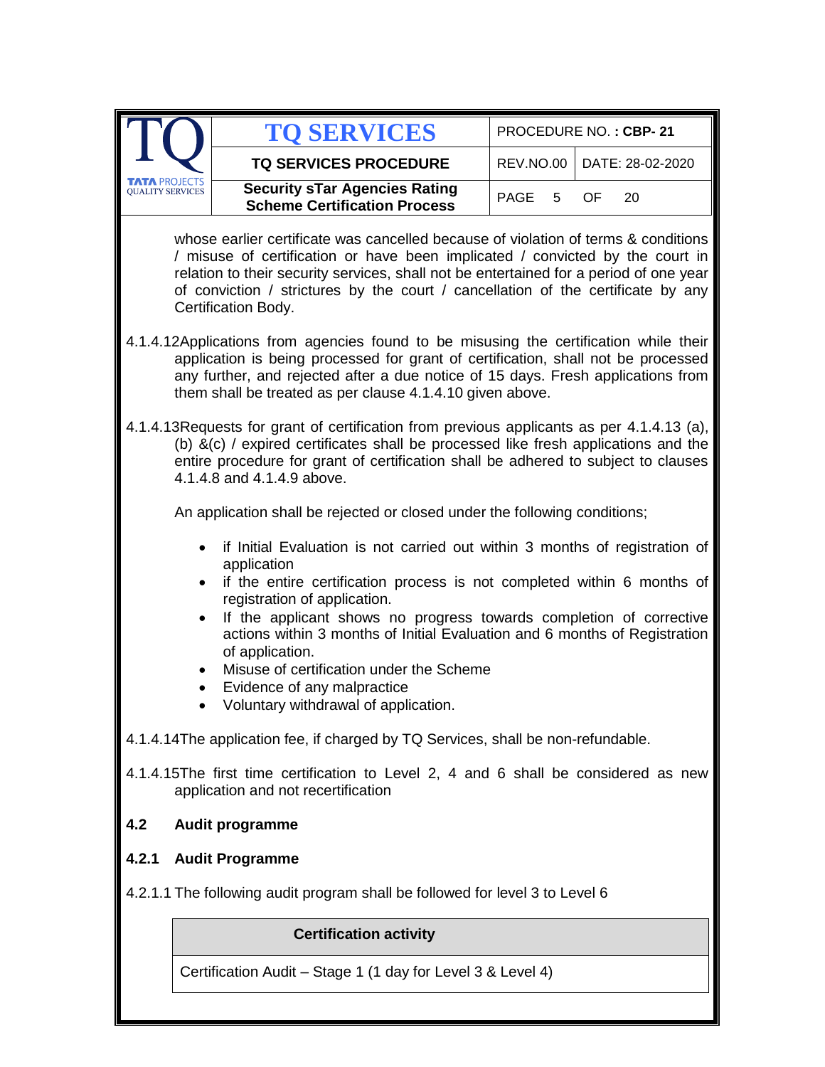whose earlier certificate was cancelled because of violation of terms & conditions / misuse of certification or have been implicated / convicted by the court in relation to their security services, shall not be entertained for a period of one year of conviction / strictures by the court / cancellation of the certificate by any Certification Body.

4.1.4.12 Applications from agencies found to be misusing the certification while their application is being processed for grant of certification, shall not be processed any further, and rejected after a due notice of 15 days. Fresh applications from them shall be treated as per clause 4.1.4.10 given above.

4.1.4.13 Requests for grant of certification from previous applicants as per 4.1.4.13 (a), (b) &(c) / expired certificates shall be processed like fresh applications and the entire procedure for grant of certification shall be adhered to subject to clauses 4.1.4.8 and 4.1.4.9 above.

An application shall be rejected or closed under the following conditions;

- if Initial Evaluation is not carried out within 3 months of registration of application
- if the entire certification process is not completed within 6 months of registration of application.
- If the applicant shows no progress towards completion of corrective actions within 3 months of Initial Evaluation and 6 months of Registration of application.
- Misuse of certification under the Scheme
- Evidence of any malpractice
- Voluntary withdrawal of application.

4.1.4.14 The application fee, if charged by TQ Services, shall be non-refundable.

4.1.4.15 The first time certification to Level 2, 4 and 6 shall be considered as new application and not recertification

## 4.2 Audit programme

### 4.2.1 Audit Programme

4.2.1.1 The following audit program shall be followed for level 3 to Level 6

| Certification activity |
| --- |
| Certification Audit – Stage 1 (1 day for Level 3 & Level 4) |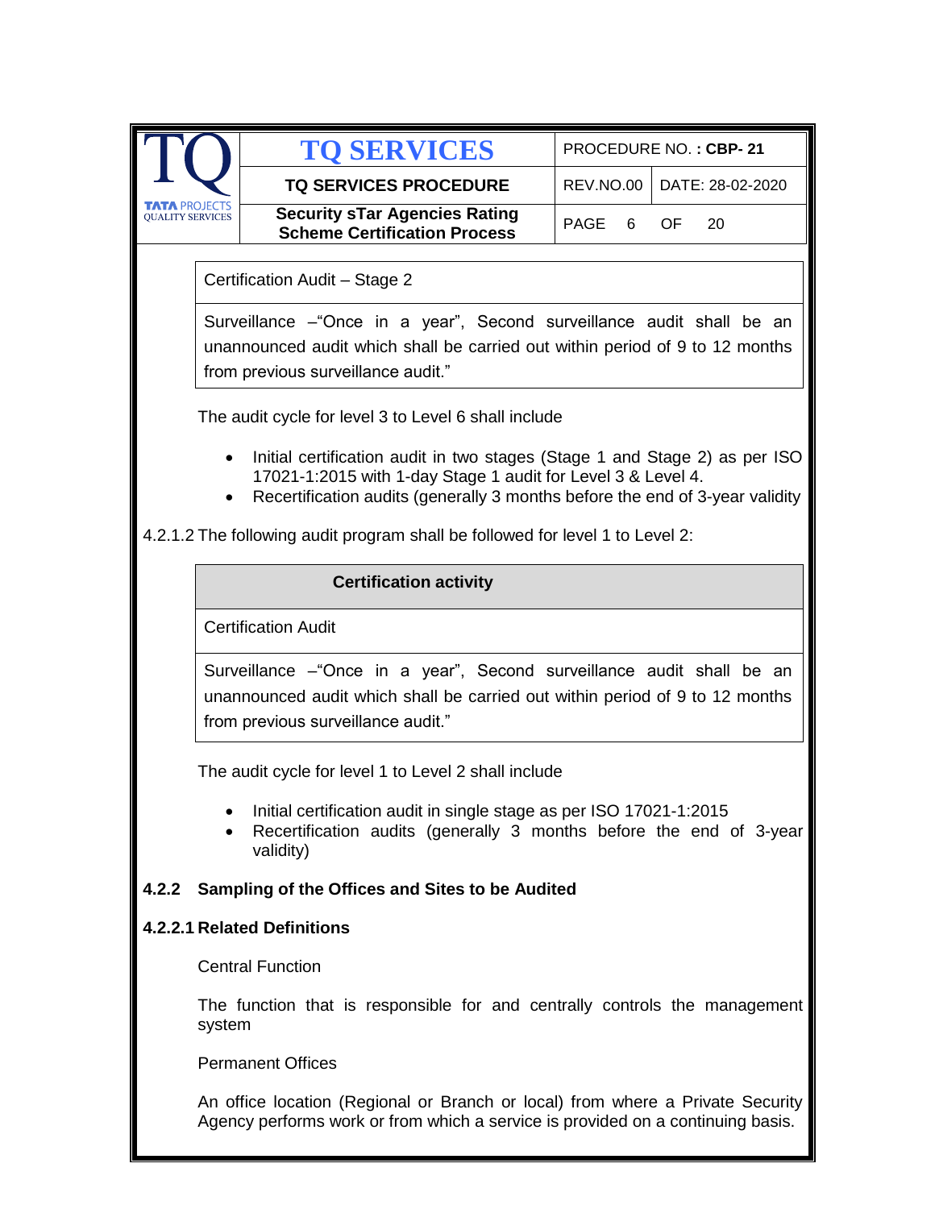| Certification Audit – Stage 2 |
|---|
| Surveillance –"Once in a year", Second surveillance audit shall be an unannounced audit which shall be carried out within period of 9 to 12 months from previous surveillance audit." |

The audit cycle for level 3 to Level 6 shall include

- Initial certification audit in two stages (Stage 1 and Stage 2) as per ISO 17021-1:2015 with 1-day Stage 1 audit for Level 3 & Level 4.
- Recertification audits (generally 3 months before the end of 3-year validity

4.2.1.2 The following audit program shall be followed for level 1 to Level 2:

| **Certification activity** |
|---|
| Certification Audit |
| Surveillance –"Once in a year", Second surveillance audit shall be an unannounced audit which shall be carried out within period of 9 to 12 months from previous surveillance audit." |

The audit cycle for level 1 to Level 2 shall include

- Initial certification audit in single stage as per ISO 17021-1:2015
- Recertification audits (generally 3 months before the end of 3-year validity)

### 4.2.2 Sampling of the Offices and Sites to be Audited

#### 4.2.2.1 Related Definitions

Central Function

The function that is responsible for and centrally controls the management system

Permanent Offices

An office location (Regional or Branch or local) from where a Private Security Agency performs work or from which a service is provided on a continuing basis.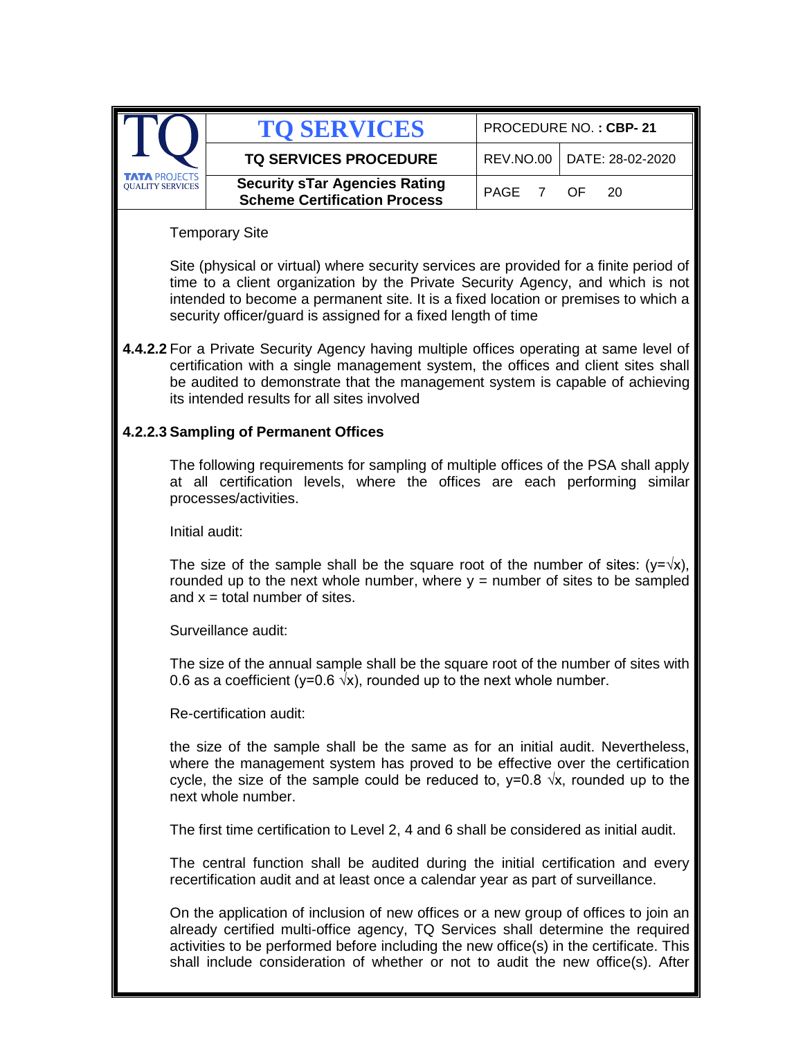Temporary Site

Site (physical or virtual) where security services are provided for a finite period of time to a client organization by the Private Security Agency, and which is not intended to become a permanent site. It is a fixed location or premises to which a security officer/guard is assigned for a fixed length of time

**4.4.2.2** For a Private Security Agency having multiple offices operating at same level of certification with a single management system, the offices and client sites shall be audited to demonstrate that the management system is capable of achieving its intended results for all sites involved

**4.2.2.3 Sampling of Permanent Offices**

The following requirements for sampling of multiple offices of the PSA shall apply at all certification levels, where the offices are each performing similar processes/activities.

Initial audit:

The size of the sample shall be the square root of the number of sites: ($y=\sqrt{x}$), rounded up to the next whole number, where y = number of sites to be sampled and x = total number of sites.

Surveillance audit:

The size of the annual sample shall be the square root of the number of sites with 0.6 as a coefficient ($y=0.6\sqrt{x}$), rounded up to the next whole number.

Re-certification audit:

the size of the sample shall be the same as for an initial audit. Nevertheless, where the management system has proved to be effective over the certification cycle, the size of the sample could be reduced to, $y=0.8\sqrt{x}$, rounded up to the next whole number.

The first time certification to Level 2, 4 and 6 shall be considered as initial audit.

The central function shall be audited during the initial certification and every recertification audit and at least once a calendar year as part of surveillance.

On the application of inclusion of new offices or a new group of offices to join an already certified multi-office agency, TQ Services shall determine the required activities to be performed before including the new office(s) in the certificate. This shall include consideration of whether or not to audit the new office(s). After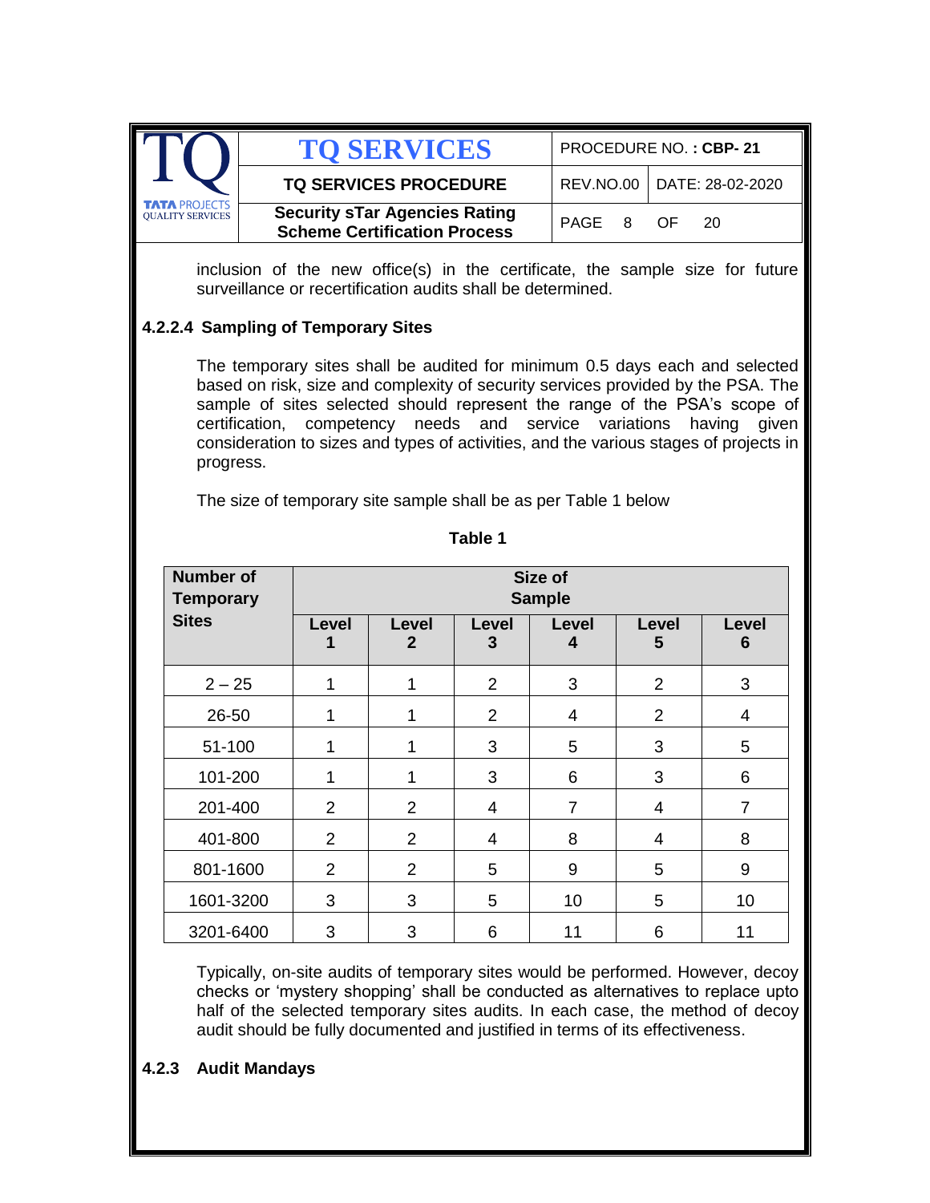inclusion of the new office(s) in the certificate, the sample size for future surveillance or recertification audits shall be determined.

#### 4.2.2.4 Sampling of Temporary Sites

The temporary sites shall be audited for minimum 0.5 days each and selected based on risk, size and complexity of security services provided by the PSA. The sample of sites selected should represent the range of the PSA's scope of certification, competency needs and service variations having given consideration to sizes and types of activities, and the various stages of projects in progress.

The size of temporary site sample shall be as per Table 1 below

**Table 1**

| Number of Temporary Sites | Size of Sample | | | | | |
|---|---|---|---|---|---|---|
| | Level 1 | Level 2 | Level 3 | Level 4 | Level 5 | Level 6 |
| 2 – 25 | 1 | 1 | 2 | 3 | 2 | 3 |
| 26-50 | 1 | 1 | 2 | 4 | 2 | 4 |
| 51-100 | 1 | 1 | 3 | 5 | 3 | 5 |
| 101-200 | 1 | 1 | 3 | 6 | 3 | 6 |
| 201-400 | 2 | 2 | 4 | 7 | 4 | 7 |
| 401-800 | 2 | 2 | 4 | 8 | 4 | 8 |
| 801-1600 | 2 | 2 | 5 | 9 | 5 | 9 |
| 1601-3200 | 3 | 3 | 5 | 10 | 5 | 10 |
| 3201-6400 | 3 | 3 | 6 | 11 | 6 | 11 |

Typically, on-site audits of temporary sites would be performed. However, decoy checks or 'mystery shopping' shall be conducted as alternatives to replace upto half of the selected temporary sites audits. In each case, the method of decoy audit should be fully documented and justified in terms of its effectiveness.

### 4.2.3 Audit Mandays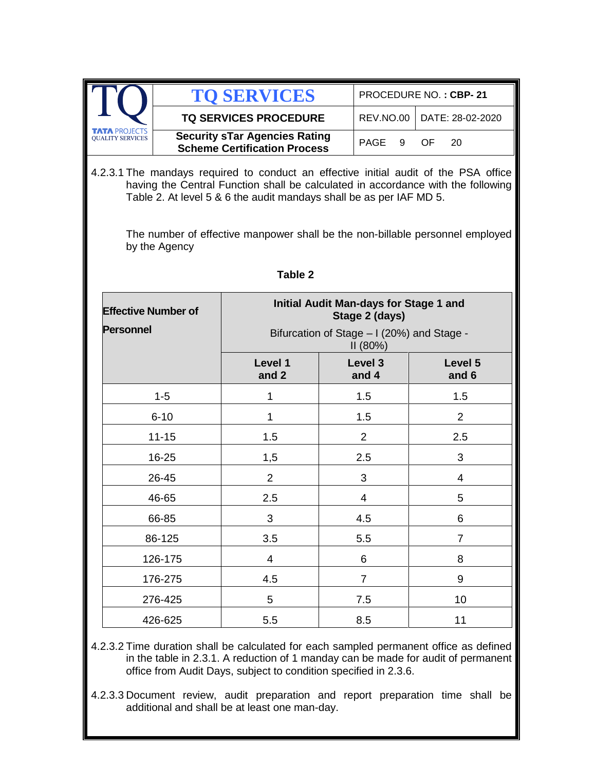4.2.3.1 The mandays required to conduct an effective initial audit of the PSA office having the Central Function shall be calculated in accordance with the following Table 2. At level 5 & 6 the audit mandays shall be as per IAF MD 5.

The number of effective manpower shall be the non-billable personnel employed by the Agency

**Table 2**

| Effective Number of Personnel | Initial Audit Man-days for Stage 1 and Stage 2 (days) Bifurcation of Stage – I (20%) and Stage - II (80%) | | |
|---|---|---|---|
| | **Level 1 and 2** | **Level 3 and 4** | **Level 5 and 6** |
| 1-5 | 1 | 1.5 | 1.5 |
| 6-10 | 1 | 1.5 | 2 |
| 11-15 | 1.5 | 2 | 2.5 |
| 16-25 | 1,5 | 2.5 | 3 |
| 26-45 | 2 | 3 | 4 |
| 46-65 | 2.5 | 4 | 5 |
| 66-85 | 3 | 4.5 | 6 |
| 86-125 | 3.5 | 5.5 | 7 |
| 126-175 | 4 | 6 | 8 |
| 176-275 | 4.5 | 7 | 9 |
| 276-425 | 5 | 7.5 | 10 |
| 426-625 | 5.5 | 8.5 | 11 |

4.2.3.2 Time duration shall be calculated for each sampled permanent office as defined in the table in 2.3.1. A reduction of 1 manday can be made for audit of permanent office from Audit Days, subject to condition specified in 2.3.6.

4.2.3.3 Document review, audit preparation and report preparation time shall be additional and shall be at least one man-day.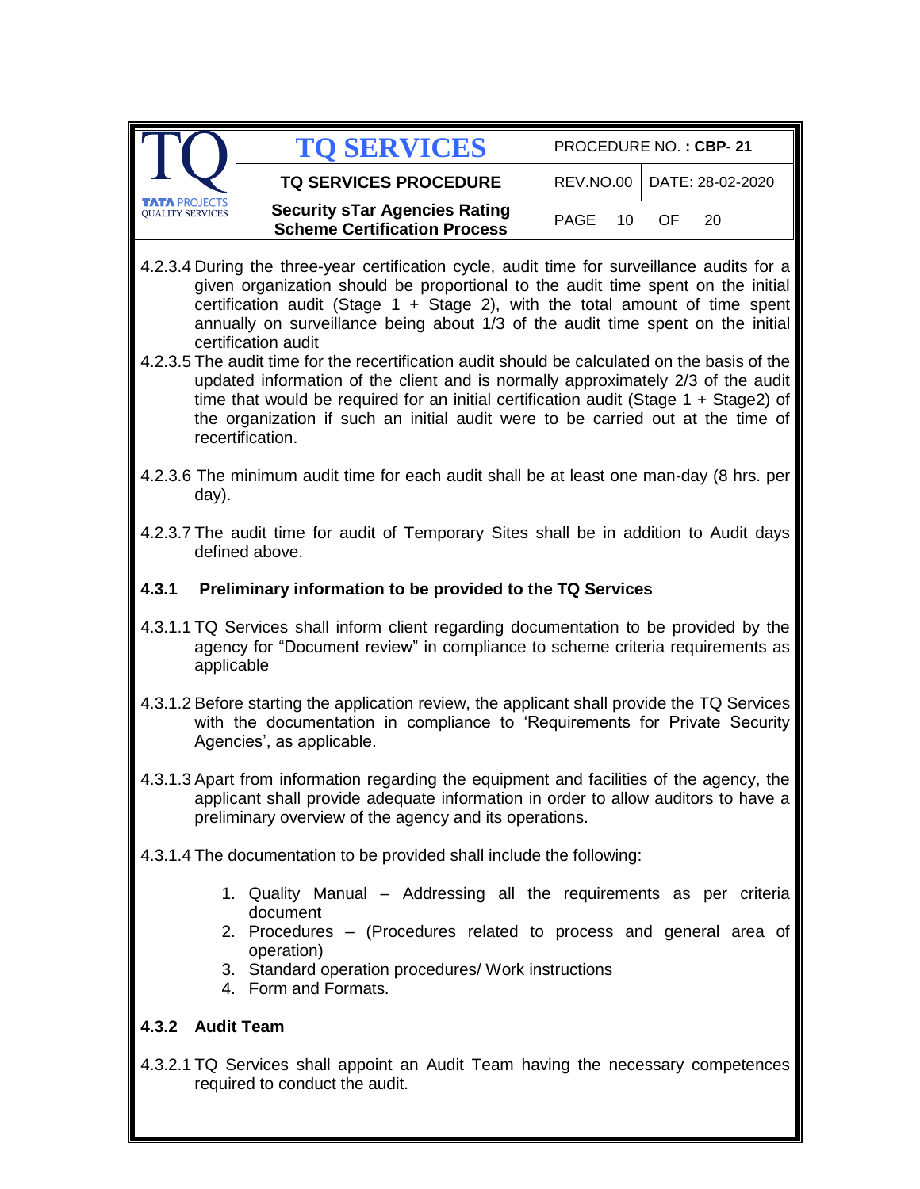4.2.3.4 During the three-year certification cycle, audit time for surveillance audits for a given organization should be proportional to the audit time spent on the initial certification audit (Stage 1 + Stage 2), with the total amount of time spent annually on surveillance being about 1/3 of the audit time spent on the initial certification audit

4.2.3.5 The audit time for the recertification audit should be calculated on the basis of the updated information of the client and is normally approximately 2/3 of the audit time that would be required for an initial certification audit (Stage 1 + Stage2) of the organization if such an initial audit were to be carried out at the time of recertification.

4.2.3.6 The minimum audit time for each audit shall be at least one man-day (8 hrs. per day).

4.2.3.7 The audit time for audit of Temporary Sites shall be in addition to Audit days defined above.

### 4.3.1 Preliminary information to be provided to the TQ Services

4.3.1.1 TQ Services shall inform client regarding documentation to be provided by the agency for "Document review" in compliance to scheme criteria requirements as applicable

4.3.1.2 Before starting the application review, the applicant shall provide the TQ Services with the documentation in compliance to 'Requirements for Private Security Agencies', as applicable.

4.3.1.3 Apart from information regarding the equipment and facilities of the agency, the applicant shall provide adequate information in order to allow auditors to have a preliminary overview of the agency and its operations.

4.3.1.4 The documentation to be provided shall include the following:

1. Quality Manual – Addressing all the requirements as per criteria document
2. Procedures – (Procedures related to process and general area of operation)
3. Standard operation procedures/ Work instructions
4. Form and Formats.

### 4.3.2 Audit Team

4.3.2.1 TQ Services shall appoint an Audit Team having the necessary competences required to conduct the audit.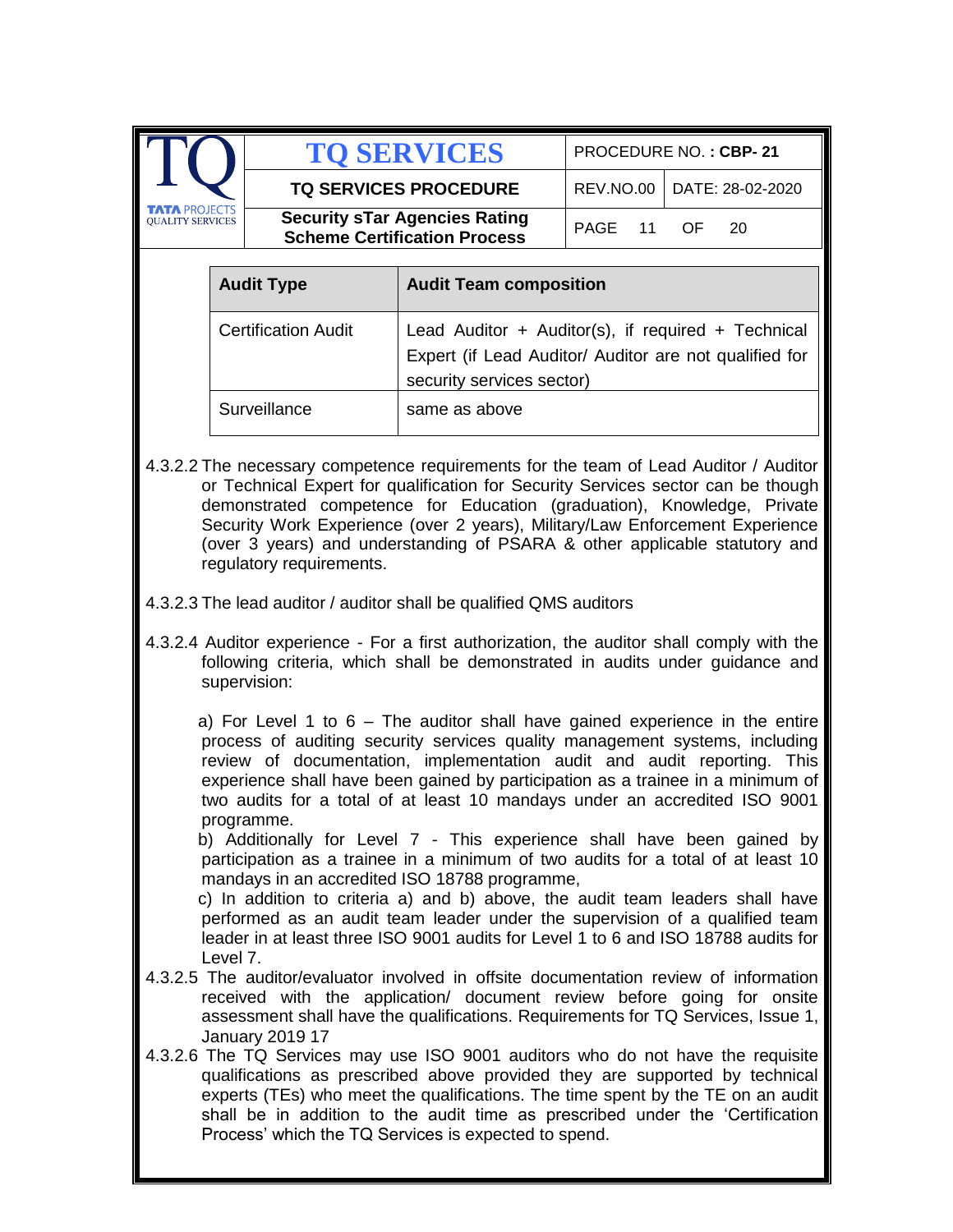| Audit Type | Audit Team composition |
|---|---|
| Certification Audit | Lead Auditor + Auditor(s), if required + Technical Expert (if Lead Auditor/ Auditor are not qualified for security services sector) |
| Surveillance | same as above |

4.3.2.2 The necessary competence requirements for the team of Lead Auditor / Auditor or Technical Expert for qualification for Security Services sector can be though demonstrated competence for Education (graduation), Knowledge, Private Security Work Experience (over 2 years), Military/Law Enforcement Experience (over 3 years) and understanding of PSARA & other applicable statutory and regulatory requirements.

4.3.2.3 The lead auditor / auditor shall be qualified QMS auditors

4.3.2.4 Auditor experience - For a first authorization, the auditor shall comply with the following criteria, which shall be demonstrated in audits under guidance and supervision:

a) For Level 1 to 6 – The auditor shall have gained experience in the entire process of auditing security services quality management systems, including review of documentation, implementation audit and audit reporting. This experience shall have been gained by participation as a trainee in a minimum of two audits for a total of at least 10 mandays under an accredited ISO 9001 programme.

b) Additionally for Level 7 - This experience shall have been gained by participation as a trainee in a minimum of two audits for a total of at least 10 mandays in an accredited ISO 18788 programme,

c) In addition to criteria a) and b) above, the audit team leaders shall have performed as an audit team leader under the supervision of a qualified team leader in at least three ISO 9001 audits for Level 1 to 6 and ISO 18788 audits for Level 7.

4.3.2.5 The auditor/evaluator involved in offsite documentation review of information received with the application/ document review before going for onsite assessment shall have the qualifications. Requirements for TQ Services, Issue 1, January 2019 17

4.3.2.6 The TQ Services may use ISO 9001 auditors who do not have the requisite qualifications as prescribed above provided they are supported by technical experts (TEs) who meet the qualifications. The time spent by the TE on an audit shall be in addition to the audit time as prescribed under the 'Certification Process' which the TQ Services is expected to spend.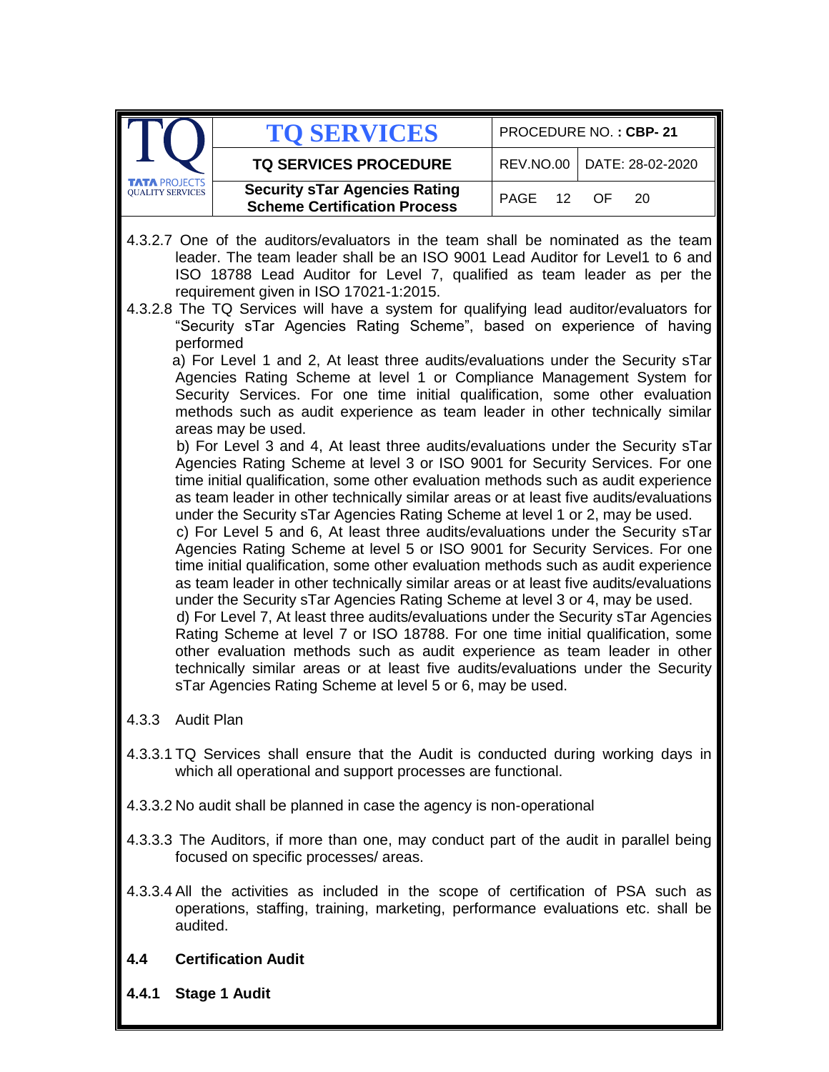4.3.2.7 One of the auditors/evaluators in the team shall be nominated as the team leader. The team leader shall be an ISO 9001 Lead Auditor for Level1 to 6 and ISO 18788 Lead Auditor for Level 7, qualified as team leader as per the requirement given in ISO 17021-1:2015.

4.3.2.8 The TQ Services will have a system for qualifying lead auditor/evaluators for "Security sTar Agencies Rating Scheme", based on experience of having performed

a) For Level 1 and 2, At least three audits/evaluations under the Security sTar Agencies Rating Scheme at level 1 or Compliance Management System for Security Services. For one time initial qualification, some other evaluation methods such as audit experience as team leader in other technically similar areas may be used.

b) For Level 3 and 4, At least three audits/evaluations under the Security sTar Agencies Rating Scheme at level 3 or ISO 9001 for Security Services. For one time initial qualification, some other evaluation methods such as audit experience as team leader in other technically similar areas or at least five audits/evaluations under the Security sTar Agencies Rating Scheme at level 1 or 2, may be used.

c) For Level 5 and 6, At least three audits/evaluations under the Security sTar Agencies Rating Scheme at level 5 or ISO 9001 for Security Services. For one time initial qualification, some other evaluation methods such as audit experience as team leader in other technically similar areas or at least five audits/evaluations under the Security sTar Agencies Rating Scheme at level 3 or 4, may be used.

d) For Level 7, At least three audits/evaluations under the Security sTar Agencies Rating Scheme at level 7 or ISO 18788. For one time initial qualification, some other evaluation methods such as audit experience as team leader in other technically similar areas or at least five audits/evaluations under the Security sTar Agencies Rating Scheme at level 5 or 6, may be used.

4.3.3 Audit Plan

4.3.3.1 TQ Services shall ensure that the Audit is conducted during working days in which all operational and support processes are functional.

4.3.3.2 No audit shall be planned in case the agency is non-operational

4.3.3.3 The Auditors, if more than one, may conduct part of the audit in parallel being focused on specific processes/ areas.

4.3.3.4 All the activities as included in the scope of certification of PSA such as operations, staffing, training, marketing, performance evaluations etc. shall be audited.

## 4.4 Certification Audit

### 4.4.1 Stage 1 Audit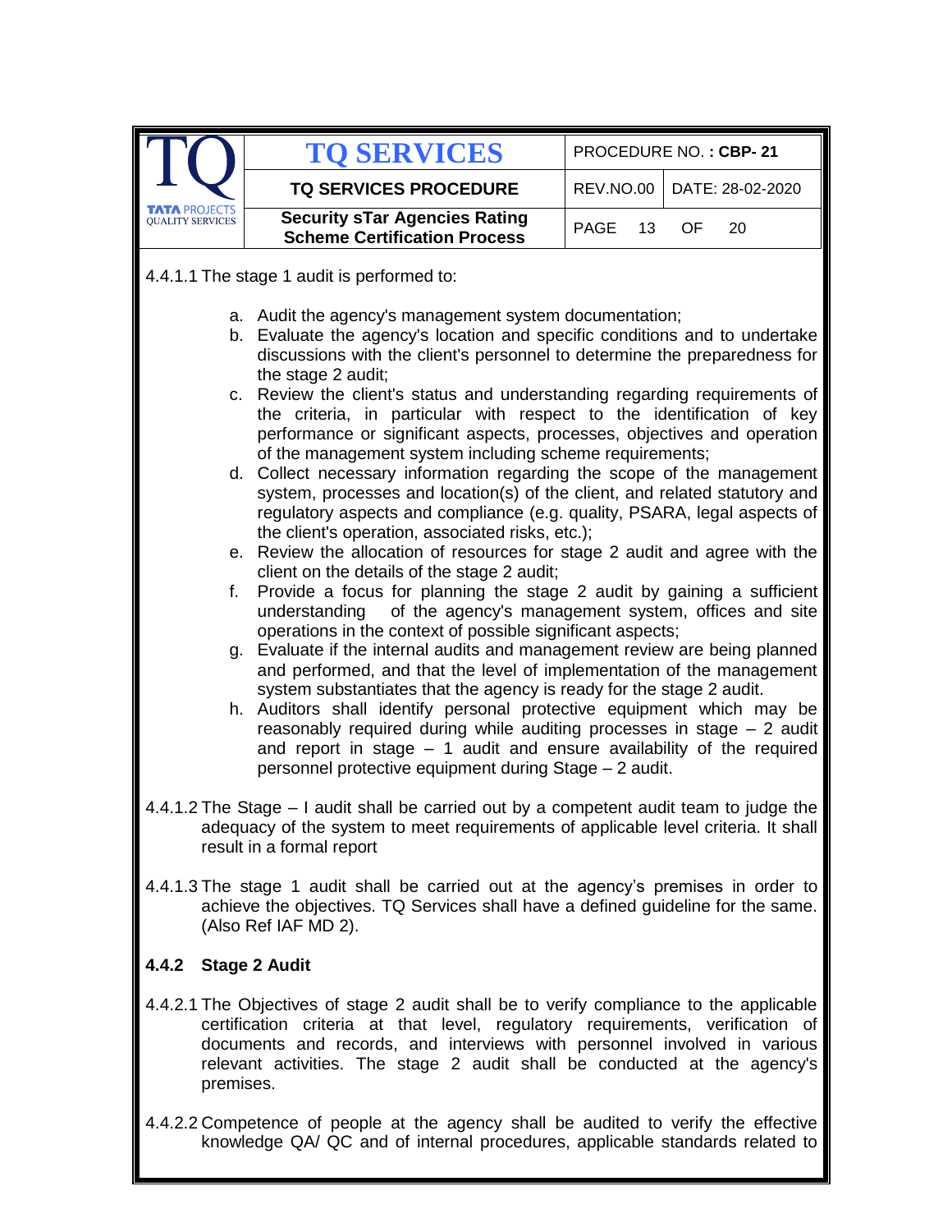4.4.1.1 The stage 1 audit is performed to:

a. Audit the agency's management system documentation;
b. Evaluate the agency's location and specific conditions and to undertake discussions with the client's personnel to determine the preparedness for the stage 2 audit;
c. Review the client's status and understanding regarding requirements of the criteria, in particular with respect to the identification of key performance or significant aspects, processes, objectives and operation of the management system including scheme requirements;
d. Collect necessary information regarding the scope of the management system, processes and location(s) of the client, and related statutory and regulatory aspects and compliance (e.g. quality, PSARA, legal aspects of the client's operation, associated risks, etc.);
e. Review the allocation of resources for stage 2 audit and agree with the client on the details of the stage 2 audit;
f. Provide a focus for planning the stage 2 audit by gaining a sufficient understanding of the agency's management system, offices and site operations in the context of possible significant aspects;
g. Evaluate if the internal audits and management review are being planned and performed, and that the level of implementation of the management system substantiates that the agency is ready for the stage 2 audit.
h. Auditors shall identify personal protective equipment which may be reasonably required during while auditing processes in stage – 2 audit and report in stage – 1 audit and ensure availability of the required personnel protective equipment during Stage – 2 audit.

4.4.1.2 The Stage – I audit shall be carried out by a competent audit team to judge the adequacy of the system to meet requirements of applicable level criteria. It shall result in a formal report

4.4.1.3 The stage 1 audit shall be carried out at the agency's premises in order to achieve the objectives. TQ Services shall have a defined guideline for the same. (Also Ref IAF MD 2).

### 4.4.2 Stage 2 Audit

4.4.2.1 The Objectives of stage 2 audit shall be to verify compliance to the applicable certification criteria at that level, regulatory requirements, verification of documents and records, and interviews with personnel involved in various relevant activities. The stage 2 audit shall be conducted at the agency's premises.

4.4.2.2 Competence of people at the agency shall be audited to verify the effective knowledge QA/ QC and of internal procedures, applicable standards related to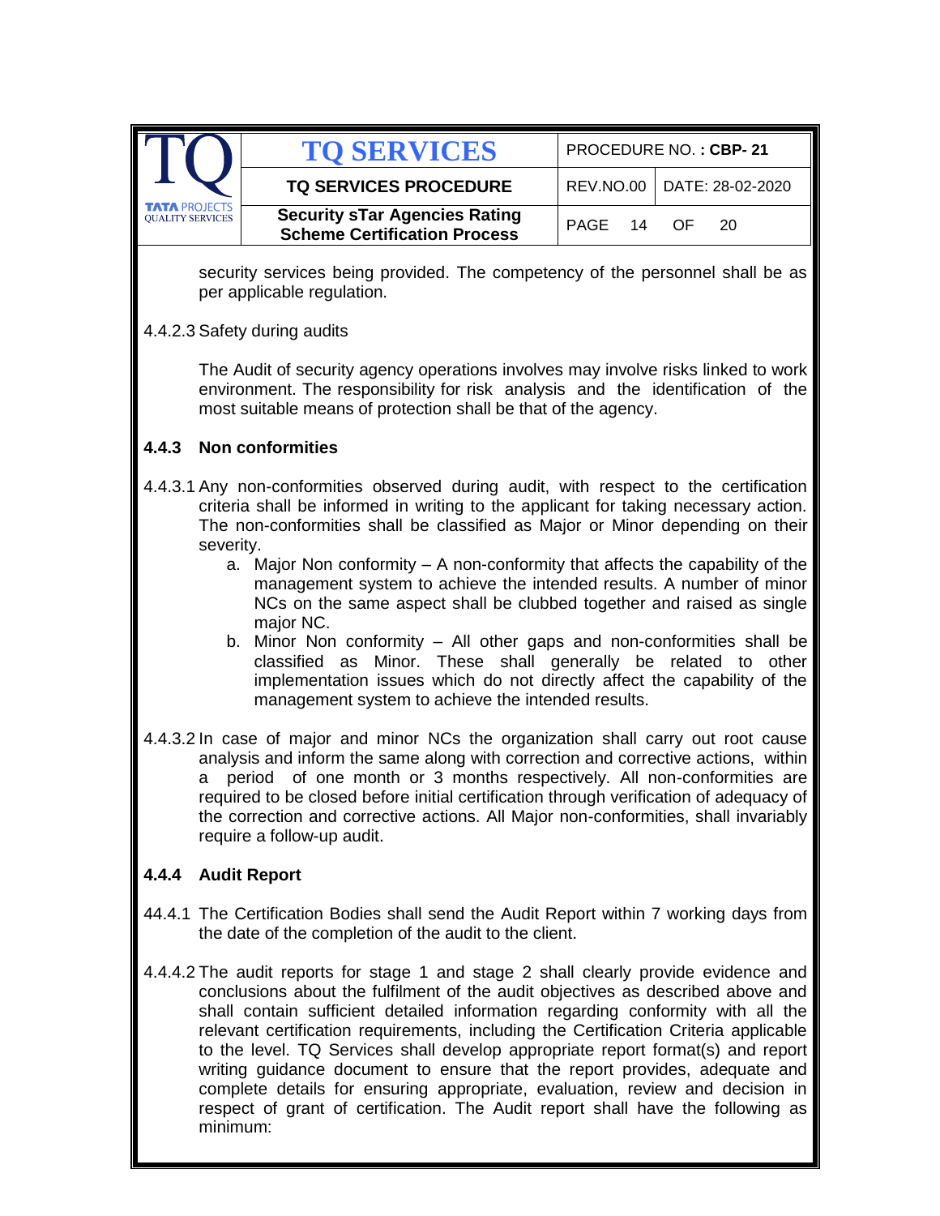security services being provided. The competency of the personnel shall be as per applicable regulation.

4.4.2.3 Safety during audits

The Audit of security agency operations involves may involve risks linked to work environment. The responsibility for risk analysis and the identification of the most suitable means of protection shall be that of the agency.

### 4.4.3 Non conformities

4.4.3.1 Any non-conformities observed during audit, with respect to the certification criteria shall be informed in writing to the applicant for taking necessary action. The non-conformities shall be classified as Major or Minor depending on their severity.

a. Major Non conformity – A non-conformity that affects the capability of the management system to achieve the intended results. A number of minor NCs on the same aspect shall be clubbed together and raised as single major NC.

b. Minor Non conformity – All other gaps and non-conformities shall be classified as Minor. These shall generally be related to other implementation issues which do not directly affect the capability of the management system to achieve the intended results.

4.4.3.2 In case of major and minor NCs the organization shall carry out root cause analysis and inform the same along with correction and corrective actions, within a period of one month or 3 months respectively. All non-conformities are required to be closed before initial certification through verification of adequacy of the correction and corrective actions. All Major non-conformities, shall invariably require a follow-up audit.

### 4.4.4 Audit Report

44.4.1 The Certification Bodies shall send the Audit Report within 7 working days from the date of the completion of the audit to the client.

4.4.4.2 The audit reports for stage 1 and stage 2 shall clearly provide evidence and conclusions about the fulfilment of the audit objectives as described above and shall contain sufficient detailed information regarding conformity with all the relevant certification requirements, including the Certification Criteria applicable to the level. TQ Services shall develop appropriate report format(s) and report writing guidance document to ensure that the report provides, adequate and complete details for ensuring appropriate, evaluation, review and decision in respect of grant of certification. The Audit report shall have the following as minimum: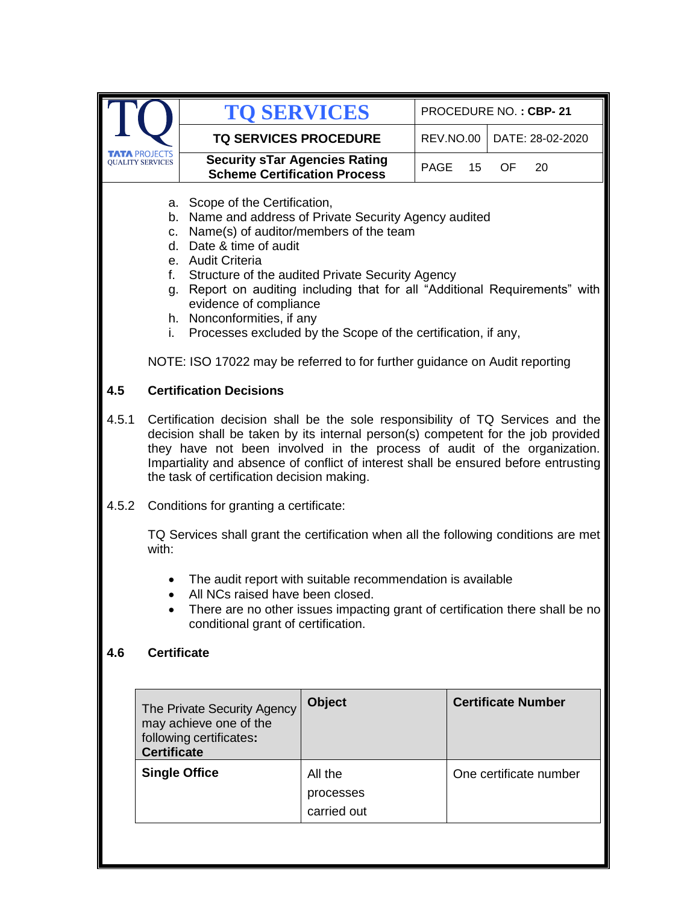a. Scope of the Certification,
b. Name and address of Private Security Agency audited
c. Name(s) of auditor/members of the team
d. Date & time of audit
e. Audit Criteria
f. Structure of the audited Private Security Agency
g. Report on auditing including that for all "Additional Requirements" with evidence of compliance
h. Nonconformities, if any
i. Processes excluded by the Scope of the certification, if any,

NOTE: ISO 17022 may be referred to for further guidance on Audit reporting

### 4.5 Certification Decisions

4.5.1 Certification decision shall be the sole responsibility of TQ Services and the decision shall be taken by its internal person(s) competent for the job provided they have not been involved in the process of audit of the organization. Impartiality and absence of conflict of interest shall be ensured before entrusting the task of certification decision making.

4.5.2 Conditions for granting a certificate:

TQ Services shall grant the certification when all the following conditions are met with:

- The audit report with suitable recommendation is available
- All NCs raised have been closed.
- There are no other issues impacting grant of certification there shall be no conditional grant of certification.

### 4.6 Certificate

| The Private Security Agency may achieve one of the following certificates: **Certificate** | **Object** | **Certificate Number** |
|---|---|---|
| **Single Office** | All the processes carried out | One certificate number |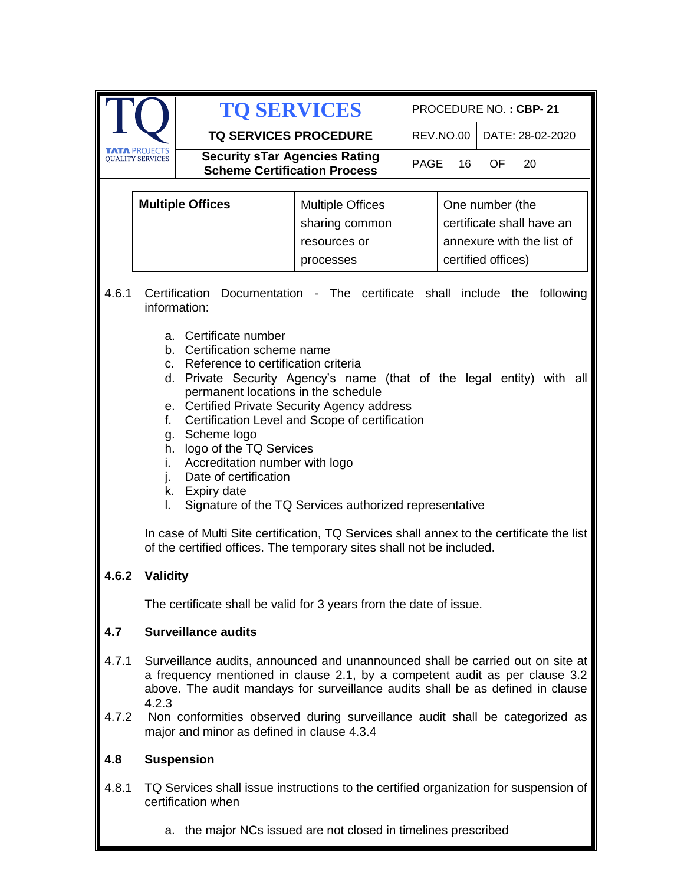| Multiple Offices | Multiple Offices sharing common resources or processes | One number (the certificate shall have an annexure with the list of certified offices) |
|---|---|---|

4.6.1 Certification Documentation - The certificate shall include the following information:

a. Certificate number
b. Certification scheme name
c. Reference to certification criteria
d. Private Security Agency's name (that of the legal entity) with all permanent locations in the schedule
e. Certified Private Security Agency address
f. Certification Level and Scope of certification
g. Scheme logo
h. logo of the TQ Services
i. Accreditation number with logo
j. Date of certification
k. Expiry date
l. Signature of the TQ Services authorized representative

In case of Multi Site certification, TQ Services shall annex to the certificate the list of the certified offices. The temporary sites shall not be included.

### 4.6.2 Validity

The certificate shall be valid for 3 years from the date of issue.

## 4.7 Surveillance audits

4.7.1 Surveillance audits, announced and unannounced shall be carried out on site at a frequency mentioned in clause 2.1, by a competent audit as per clause 3.2 above. The audit mandays for surveillance audits shall be as defined in clause 4.2.3

4.7.2 Non conformities observed during surveillance audit shall be categorized as major and minor as defined in clause 4.3.4

## 4.8 Suspension

4.8.1 TQ Services shall issue instructions to the certified organization for suspension of certification when

a. the major NCs issued are not closed in timelines prescribed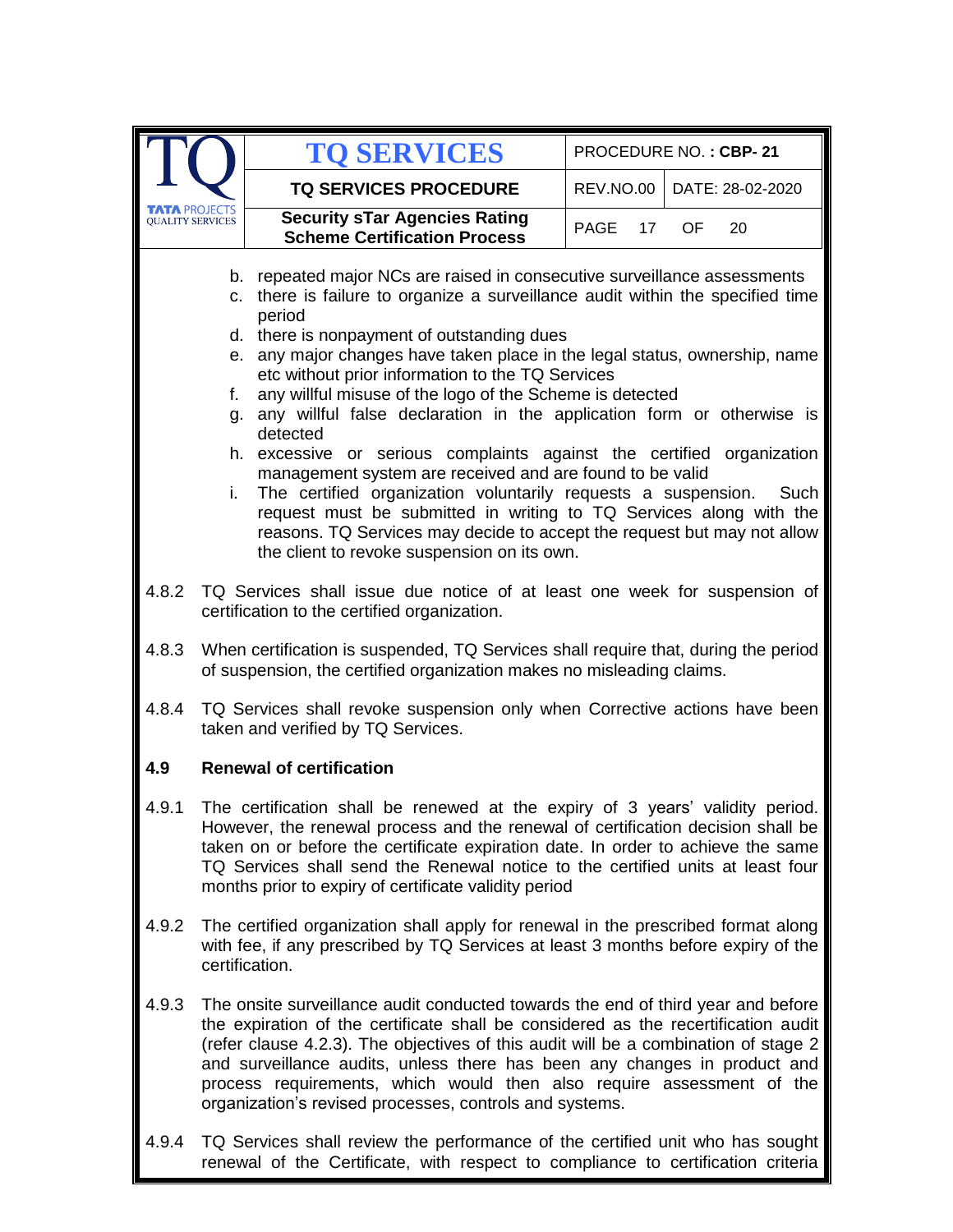b. repeated major NCs are raised in consecutive surveillance assessments
c. there is failure to organize a surveillance audit within the specified time period
d. there is nonpayment of outstanding dues
e. any major changes have taken place in the legal status, ownership, name etc without prior information to the TQ Services
f. any willful misuse of the logo of the Scheme is detected
g. any willful false declaration in the application form or otherwise is detected
h. excessive or serious complaints against the certified organization management system are received and are found to be valid
i. The certified organization voluntarily requests a suspension. Such request must be submitted in writing to TQ Services along with the reasons. TQ Services may decide to accept the request but may not allow the client to revoke suspension on its own.

4.8.2 TQ Services shall issue due notice of at least one week for suspension of certification to the certified organization.

4.8.3 When certification is suspended, TQ Services shall require that, during the period of suspension, the certified organization makes no misleading claims.

4.8.4 TQ Services shall revoke suspension only when Corrective actions have been taken and verified by TQ Services.

## 4.9 Renewal of certification

4.9.1 The certification shall be renewed at the expiry of 3 years' validity period. However, the renewal process and the renewal of certification decision shall be taken on or before the certificate expiration date. In order to achieve the same TQ Services shall send the Renewal notice to the certified units at least four months prior to expiry of certificate validity period

4.9.2 The certified organization shall apply for renewal in the prescribed format along with fee, if any prescribed by TQ Services at least 3 months before expiry of the certification.

4.9.3 The onsite surveillance audit conducted towards the end of third year and before the expiration of the certificate shall be considered as the recertification audit (refer clause 4.2.3). The objectives of this audit will be a combination of stage 2 and surveillance audits, unless there has been any changes in product and process requirements, which would then also require assessment of the organization's revised processes, controls and systems.

4.9.4 TQ Services shall review the performance of the certified unit who has sought renewal of the Certificate, with respect to compliance to certification criteria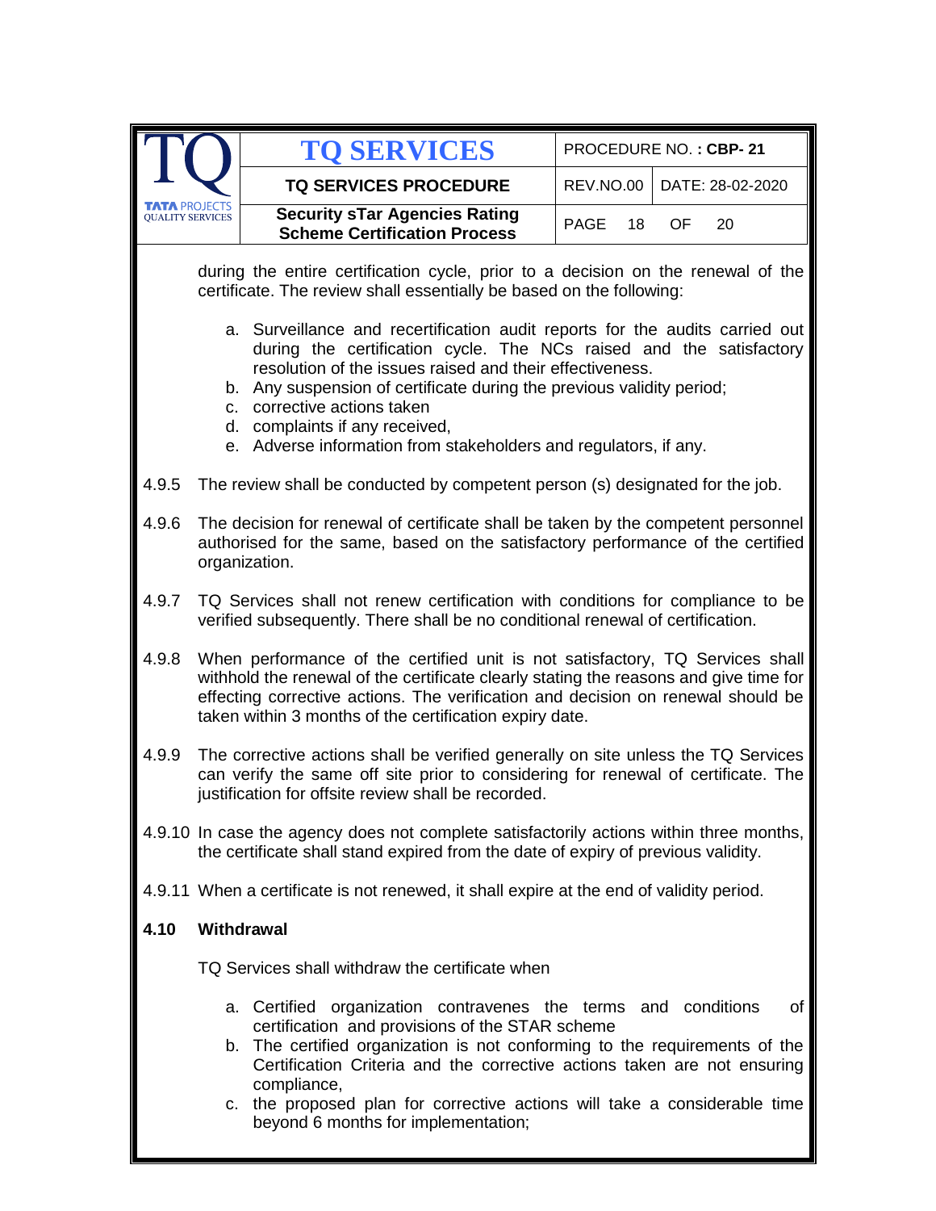during the entire certification cycle, prior to a decision on the renewal of the certificate. The review shall essentially be based on the following:

a. Surveillance and recertification audit reports for the audits carried out during the certification cycle. The NCs raised and the satisfactory resolution of the issues raised and their effectiveness.
b. Any suspension of certificate during the previous validity period;
c. corrective actions taken
d. complaints if any received,
e. Adverse information from stakeholders and regulators, if any.

4.9.5 The review shall be conducted by competent person (s) designated for the job.

4.9.6 The decision for renewal of certificate shall be taken by the competent personnel authorised for the same, based on the satisfactory performance of the certified organization.

4.9.7 TQ Services shall not renew certification with conditions for compliance to be verified subsequently. There shall be no conditional renewal of certification.

4.9.8 When performance of the certified unit is not satisfactory, TQ Services shall withhold the renewal of the certificate clearly stating the reasons and give time for effecting corrective actions. The verification and decision on renewal should be taken within 3 months of the certification expiry date.

4.9.9 The corrective actions shall be verified generally on site unless the TQ Services can verify the same off site prior to considering for renewal of certificate. The justification for offsite review shall be recorded.

4.9.10 In case the agency does not complete satisfactorily actions within three months, the certificate shall stand expired from the date of expiry of previous validity.

4.9.11 When a certificate is not renewed, it shall expire at the end of validity period.

## 4.10 Withdrawal

TQ Services shall withdraw the certificate when

a. Certified organization contravenes the terms and conditions of certification and provisions of the STAR scheme
b. The certified organization is not conforming to the requirements of the Certification Criteria and the corrective actions taken are not ensuring compliance,
c. the proposed plan for corrective actions will take a considerable time beyond 6 months for implementation;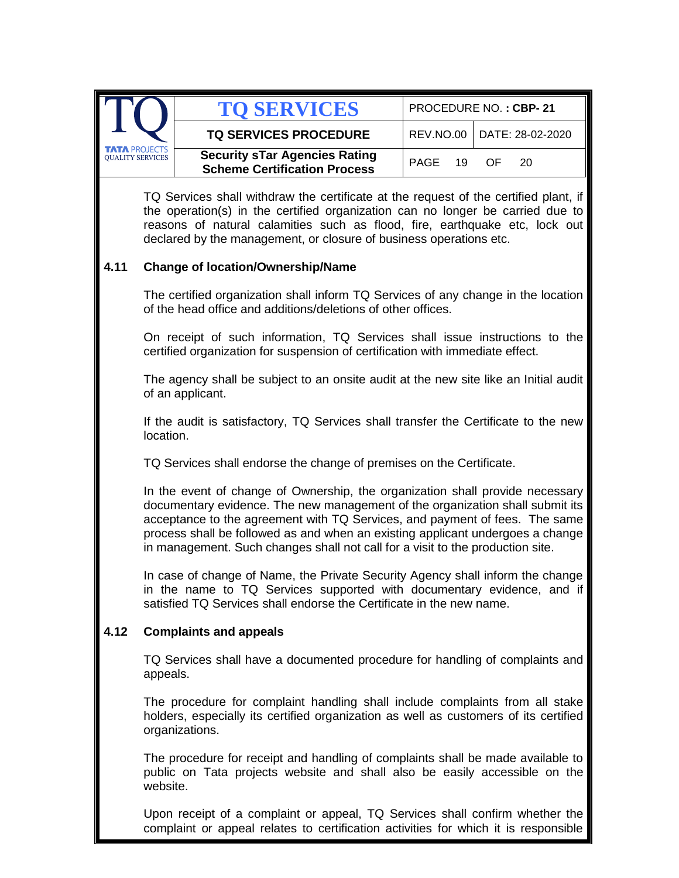TQ Services shall withdraw the certificate at the request of the certified plant, if the operation(s) in the certified organization can no longer be carried due to reasons of natural calamities such as flood, fire, earthquake etc, lock out declared by the management, or closure of business operations etc.

### 4.11 Change of location/Ownership/Name

The certified organization shall inform TQ Services of any change in the location of the head office and additions/deletions of other offices.

On receipt of such information, TQ Services shall issue instructions to the certified organization for suspension of certification with immediate effect.

The agency shall be subject to an onsite audit at the new site like an Initial audit of an applicant.

If the audit is satisfactory, TQ Services shall transfer the Certificate to the new location.

TQ Services shall endorse the change of premises on the Certificate.

In the event of change of Ownership, the organization shall provide necessary documentary evidence. The new management of the organization shall submit its acceptance to the agreement with TQ Services, and payment of fees. The same process shall be followed as and when an existing applicant undergoes a change in management. Such changes shall not call for a visit to the production site.

In case of change of Name, the Private Security Agency shall inform the change in the name to TQ Services supported with documentary evidence, and if satisfied TQ Services shall endorse the Certificate in the new name.

### 4.12 Complaints and appeals

TQ Services shall have a documented procedure for handling of complaints and appeals.

The procedure for complaint handling shall include complaints from all stake holders, especially its certified organization as well as customers of its certified organizations.

The procedure for receipt and handling of complaints shall be made available to public on Tata projects website and shall also be easily accessible on the website.

Upon receipt of a complaint or appeal, TQ Services shall confirm whether the complaint or appeal relates to certification activities for which it is responsible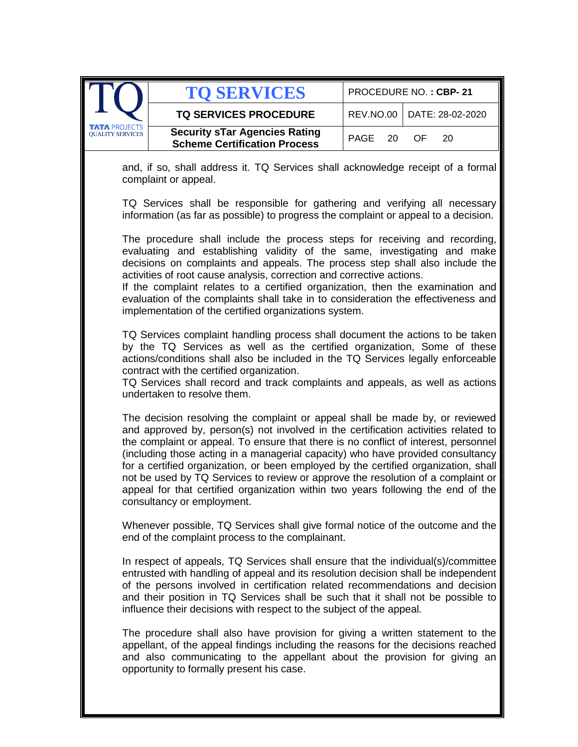and, if so, shall address it. TQ Services shall acknowledge receipt of a formal complaint or appeal.

TQ Services shall be responsible for gathering and verifying all necessary information (as far as possible) to progress the complaint or appeal to a decision.

The procedure shall include the process steps for receiving and recording, evaluating and establishing validity of the same, investigating and make decisions on complaints and appeals. The process step shall also include the activities of root cause analysis, correction and corrective actions.
If the complaint relates to a certified organization, then the examination and evaluation of the complaints shall take in to consideration the effectiveness and implementation of the certified organizations system.

TQ Services complaint handling process shall document the actions to be taken by the TQ Services as well as the certified organization, Some of these actions/conditions shall also be included in the TQ Services legally enforceable contract with the certified organization.
TQ Services shall record and track complaints and appeals, as well as actions undertaken to resolve them.

The decision resolving the complaint or appeal shall be made by, or reviewed and approved by, person(s) not involved in the certification activities related to the complaint or appeal. To ensure that there is no conflict of interest, personnel (including those acting in a managerial capacity) who have provided consultancy for a certified organization, or been employed by the certified organization, shall not be used by TQ Services to review or approve the resolution of a complaint or appeal for that certified organization within two years following the end of the consultancy or employment.

Whenever possible, TQ Services shall give formal notice of the outcome and the end of the complaint process to the complainant.

In respect of appeals, TQ Services shall ensure that the individual(s)/committee entrusted with handling of appeal and its resolution decision shall be independent of the persons involved in certification related recommendations and decision and their position in TQ Services shall be such that it shall not be possible to influence their decisions with respect to the subject of the appeal.

The procedure shall also have provision for giving a written statement to the appellant, of the appeal findings including the reasons for the decisions reached and also communicating to the appellant about the provision for giving an opportunity to formally present his case.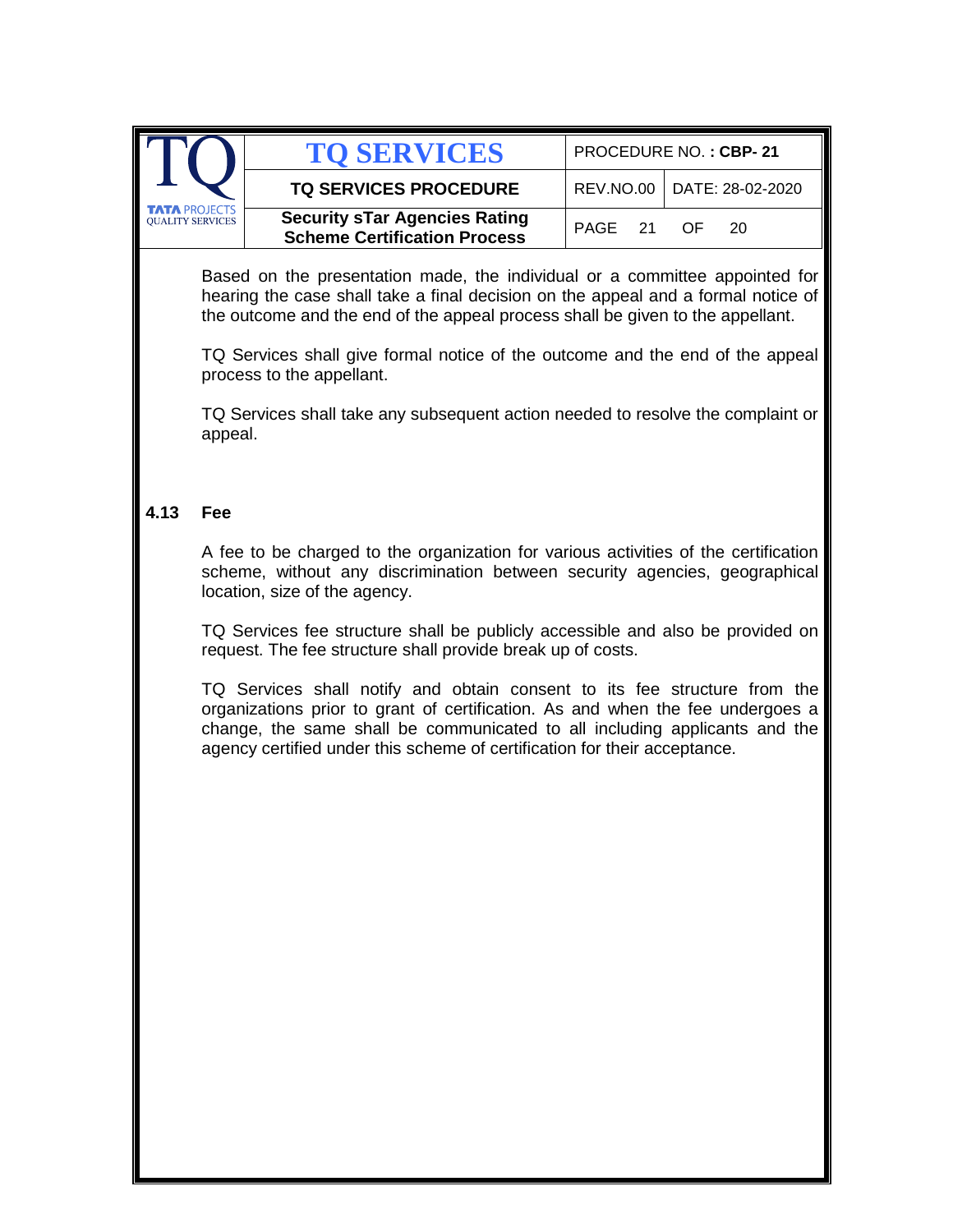Based on the presentation made, the individual or a committee appointed for hearing the case shall take a final decision on the appeal and a formal notice of the outcome and the end of the appeal process shall be given to the appellant.

TQ Services shall give formal notice of the outcome and the end of the appeal process to the appellant.

TQ Services shall take any subsequent action needed to resolve the complaint or appeal.

## 4.13 Fee

A fee to be charged to the organization for various activities of the certification scheme, without any discrimination between security agencies, geographical location, size of the agency.

TQ Services fee structure shall be publicly accessible and also be provided on request. The fee structure shall provide break up of costs.

TQ Services shall notify and obtain consent to its fee structure from the organizations prior to grant of certification. As and when the fee undergoes a change, the same shall be communicated to all including applicants and the agency certified under this scheme of certification for their acceptance.